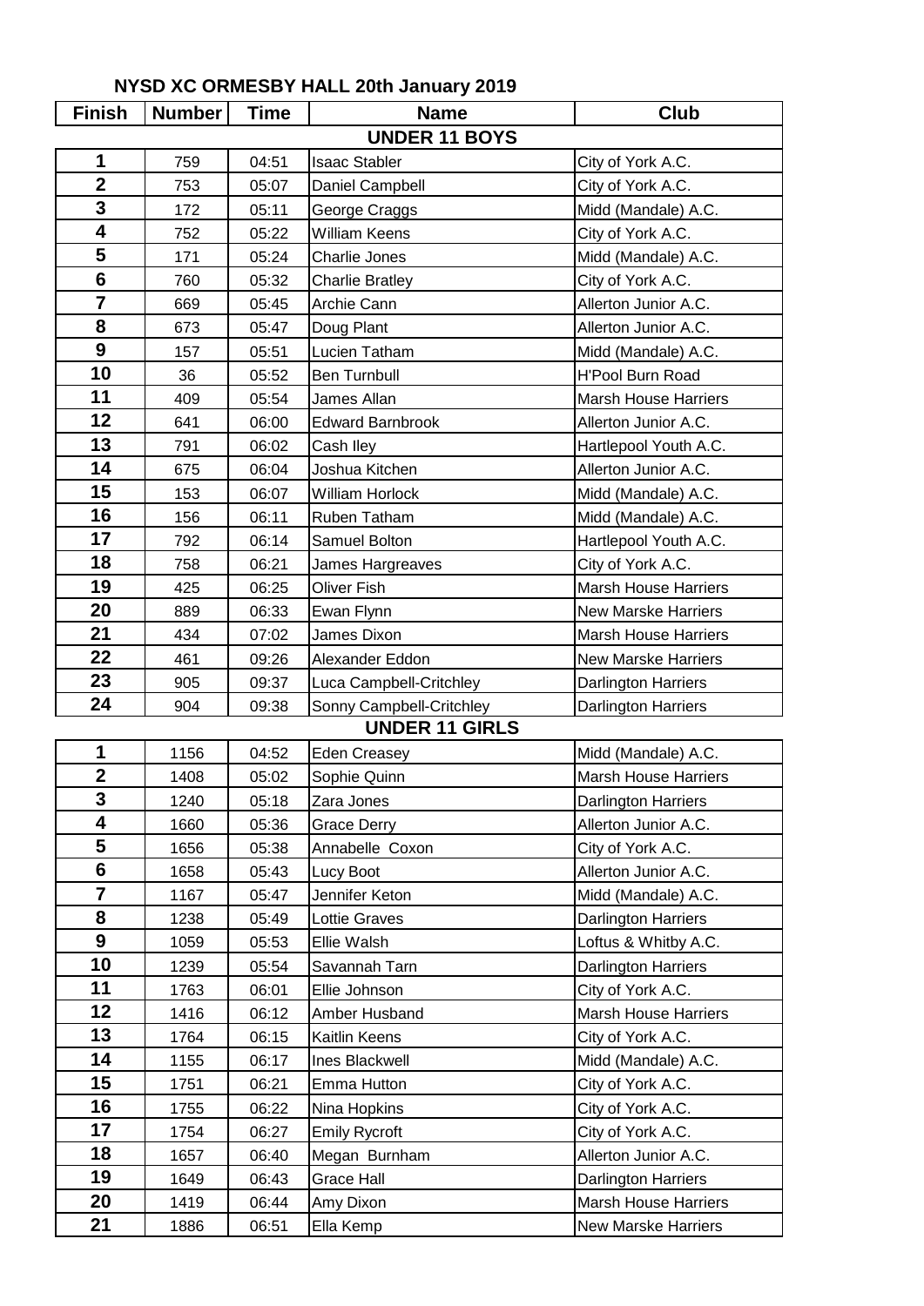# NYSD XC ORMESBY HALL 20th January 2019

| Finish | Number | Time | Name | Club |
|---|---|---|---|---|
| | | | **UNDER 11 BOYS** | |
| 1 | 759 | 04:51 | Isaac Stabler | City of York A.C. |
| 2 | 753 | 05:07 | Daniel Campbell | City of York A.C. |
| 3 | 172 | 05:11 | George Craggs | Midd (Mandale) A.C. |
| 4 | 752 | 05:22 | William Keens | City of York A.C. |
| 5 | 171 | 05:24 | Charlie Jones | Midd (Mandale) A.C. |
| 6 | 760 | 05:32 | Charlie Bratley | City of York A.C. |
| 7 | 669 | 05:45 | Archie Cann | Allerton Junior A.C. |
| 8 | 673 | 05:47 | Doug Plant | Allerton Junior A.C. |
| 9 | 157 | 05:51 | Lucien Tatham | Midd (Mandale) A.C. |
| 10 | 36 | 05:52 | Ben Turnbull | H'Pool Burn Road |
| 11 | 409 | 05:54 | James Allan | Marsh House Harriers |
| 12 | 641 | 06:00 | Edward Barnbrook | Allerton Junior A.C. |
| 13 | 791 | 06:02 | Cash Iley | Hartlepool Youth A.C. |
| 14 | 675 | 06:04 | Joshua Kitchen | Allerton Junior A.C. |
| 15 | 153 | 06:07 | William Horlock | Midd (Mandale) A.C. |
| 16 | 156 | 06:11 | Ruben Tatham | Midd (Mandale) A.C. |
| 17 | 792 | 06:14 | Samuel Bolton | Hartlepool Youth A.C. |
| 18 | 758 | 06:21 | James Hargreaves | City of York A.C. |
| 19 | 425 | 06:25 | Oliver Fish | Marsh House Harriers |
| 20 | 889 | 06:33 | Ewan Flynn | New Marske Harriers |
| 21 | 434 | 07:02 | James Dixon | Marsh House Harriers |
| 22 | 461 | 09:26 | Alexander Eddon | New Marske Harriers |
| 23 | 905 | 09:37 | Luca Campbell-Critchley | Darlington Harriers |
| 24 | 904 | 09:38 | Sonny Campbell-Critchley | Darlington Harriers |
| | | | **UNDER 11 GIRLS** | |
| 1 | 1156 | 04:52 | Eden Creasey | Midd (Mandale) A.C. |
| 2 | 1408 | 05:02 | Sophie Quinn | Marsh House Harriers |
| 3 | 1240 | 05:18 | Zara Jones | Darlington Harriers |
| 4 | 1660 | 05:36 | Grace Derry | Allerton Junior A.C. |
| 5 | 1656 | 05:38 | Annabelle Coxon | City of York A.C. |
| 6 | 1658 | 05:43 | Lucy Boot | Allerton Junior A.C. |
| 7 | 1167 | 05:47 | Jennifer Keton | Midd (Mandale) A.C. |
| 8 | 1238 | 05:49 | Lottie Graves | Darlington Harriers |
| 9 | 1059 | 05:53 | Ellie Walsh | Loftus & Whitby A.C. |
| 10 | 1239 | 05:54 | Savannah Tarn | Darlington Harriers |
| 11 | 1763 | 06:01 | Ellie Johnson | City of York A.C. |
| 12 | 1416 | 06:12 | Amber Husband | Marsh House Harriers |
| 13 | 1764 | 06:15 | Kaitlin Keens | City of York A.C. |
| 14 | 1155 | 06:17 | Ines Blackwell | Midd (Mandale) A.C. |
| 15 | 1751 | 06:21 | Emma Hutton | City of York A.C. |
| 16 | 1755 | 06:22 | Nina Hopkins | City of York A.C. |
| 17 | 1754 | 06:27 | Emily Rycroft | City of York A.C. |
| 18 | 1657 | 06:40 | Megan Burnham | Allerton Junior A.C. |
| 19 | 1649 | 06:43 | Grace Hall | Darlington Harriers |
| 20 | 1419 | 06:44 | Amy Dixon | Marsh House Harriers |
| 21 | 1886 | 06:51 | Ella Kemp | New Marske Harriers |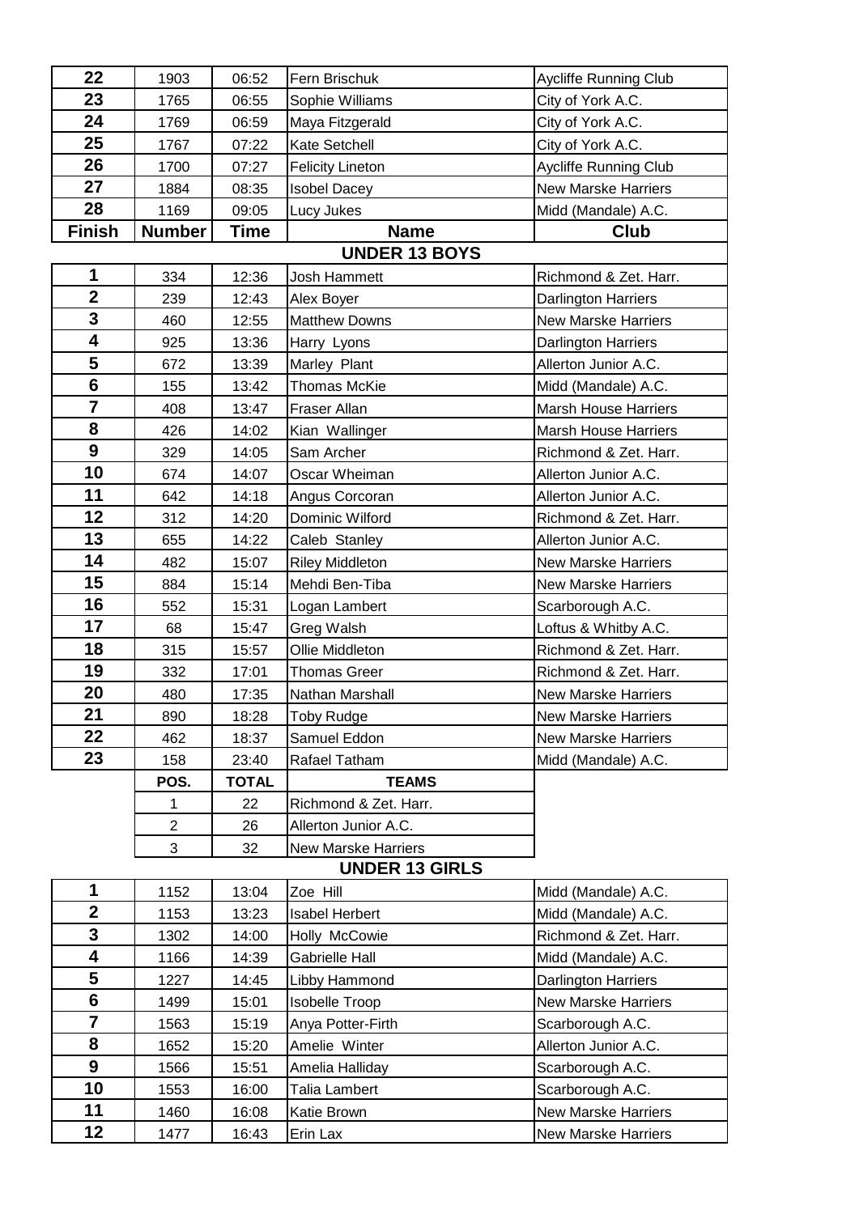| Finish | Number | Time | Name | Club |
|---|---|---|---|---|
| 22 | 1903 | 06:52 | Fern Brischuk | Aycliffe Running Club |
| 23 | 1765 | 06:55 | Sophie Williams | City of York A.C. |
| 24 | 1769 | 06:59 | Maya Fitzgerald | City of York A.C. |
| 25 | 1767 | 07:22 | Kate Setchell | City of York A.C. |
| 26 | 1700 | 07:27 | Felicity Lineton | Aycliffe Running Club |
| 27 | 1884 | 08:35 | Isobel Dacey | New Marske Harriers |
| 28 | 1169 | 09:05 | Lucy Jukes | Midd (Mandale) A.C. |

## UNDER 13 BOYS

| Finish | Number | Time | Name | Club |
|---|---|---|---|---|
| 1 | 334 | 12:36 | Josh Hammett | Richmond & Zet. Harr. |
| 2 | 239 | 12:43 | Alex Boyer | Darlington Harriers |
| 3 | 460 | 12:55 | Matthew Downs | New Marske Harriers |
| 4 | 925 | 13:36 | Harry Lyons | Darlington Harriers |
| 5 | 672 | 13:39 | Marley Plant | Allerton Junior A.C. |
| 6 | 155 | 13:42 | Thomas McKie | Midd (Mandale) A.C. |
| 7 | 408 | 13:47 | Fraser Allan | Marsh House Harriers |
| 8 | 426 | 14:02 | Kian Wallinger | Marsh House Harriers |
| 9 | 329 | 14:05 | Sam Archer | Richmond & Zet. Harr. |
| 10 | 674 | 14:07 | Oscar Wheiman | Allerton Junior A.C. |
| 11 | 642 | 14:18 | Angus Corcoran | Allerton Junior A.C. |
| 12 | 312 | 14:20 | Dominic Wilford | Richmond & Zet. Harr. |
| 13 | 655 | 14:22 | Caleb Stanley | Allerton Junior A.C. |
| 14 | 482 | 15:07 | Riley Middleton | New Marske Harriers |
| 15 | 884 | 15:14 | Mehdi Ben-Tiba | New Marske Harriers |
| 16 | 552 | 15:31 | Logan Lambert | Scarborough A.C. |
| 17 | 68 | 15:47 | Greg Walsh | Loftus & Whitby A.C. |
| 18 | 315 | 15:57 | Ollie Middleton | Richmond & Zet. Harr. |
| 19 | 332 | 17:01 | Thomas Greer | Richmond & Zet. Harr. |
| 20 | 480 | 17:35 | Nathan Marshall | New Marske Harriers |
| 21 | 890 | 18:28 | Toby Rudge | New Marske Harriers |
| 22 | 462 | 18:37 | Samuel Eddon | New Marske Harriers |
| 23 | 158 | 23:40 | Rafael Tatham | Midd (Mandale) A.C. |

| POS. | TOTAL | TEAMS |
|---|---|---|
| 1 | 22 | Richmond & Zet. Harr. |
| 2 | 26 | Allerton Junior A.C. |
| 3 | 32 | New Marske Harriers |

## UNDER 13 GIRLS

| Finish | Number | Time | Name | Club |
|---|---|---|---|---|
| 1 | 1152 | 13:04 | Zoe Hill | Midd (Mandale) A.C. |
| 2 | 1153 | 13:23 | Isabel Herbert | Midd (Mandale) A.C. |
| 3 | 1302 | 14:00 | Holly McCowie | Richmond & Zet. Harr. |
| 4 | 1166 | 14:39 | Gabrielle Hall | Midd (Mandale) A.C. |
| 5 | 1227 | 14:45 | Libby Hammond | Darlington Harriers |
| 6 | 1499 | 15:01 | Isobelle Troop | New Marske Harriers |
| 7 | 1563 | 15:19 | Anya Potter-Firth | Scarborough A.C. |
| 8 | 1652 | 15:20 | Amelie Winter | Allerton Junior A.C. |
| 9 | 1566 | 15:51 | Amelia Halliday | Scarborough A.C. |
| 10 | 1553 | 16:00 | Talia Lambert | Scarborough A.C. |
| 11 | 1460 | 16:08 | Katie Brown | New Marske Harriers |
| 12 | 1477 | 16:43 | Erin Lax | New Marske Harriers |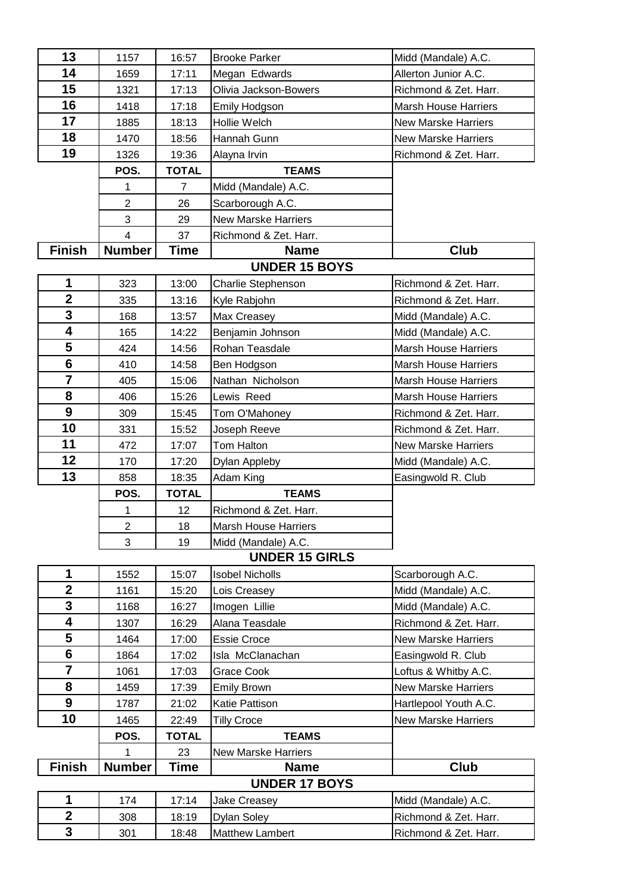| Finish | Number | Time | Name | Club |
|---|---|---|---|---|
| 13 | 1157 | 16:57 | Brooke Parker | Midd (Mandale) A.C. |
| 14 | 1659 | 17:11 | Megan Edwards | Allerton Junior A.C. |
| 15 | 1321 | 17:13 | Olivia Jackson-Bowers | Richmond & Zet. Harr. |
| 16 | 1418 | 17:18 | Emily Hodgson | Marsh House Harriers |
| 17 | 1885 | 18:13 | Hollie Welch | New Marske Harriers |
| 18 | 1470 | 18:56 | Hannah Gunn | New Marske Harriers |
| 19 | 1326 | 19:36 | Alayna Irvin | Richmond & Zet. Harr. |

| POS. | TOTAL | TEAMS |
|---|---|---|
| 1 | 7 | Midd (Mandale) A.C. |
| 2 | 26 | Scarborough A.C. |
| 3 | 29 | New Marske Harriers |
| 4 | 37 | Richmond & Zet. Harr. |

## UNDER 15 BOYS

| Finish | Number | Time | Name | Club |
|---|---|---|---|---|
| 1 | 323 | 13:00 | Charlie Stephenson | Richmond & Zet. Harr. |
| 2 | 335 | 13:16 | Kyle Rabjohn | Richmond & Zet. Harr. |
| 3 | 168 | 13:57 | Max Creasey | Midd (Mandale) A.C. |
| 4 | 165 | 14:22 | Benjamin Johnson | Midd (Mandale) A.C. |
| 5 | 424 | 14:56 | Rohan Teasdale | Marsh House Harriers |
| 6 | 410 | 14:58 | Ben Hodgson | Marsh House Harriers |
| 7 | 405 | 15:06 | Nathan Nicholson | Marsh House Harriers |
| 8 | 406 | 15:26 | Lewis Reed | Marsh House Harriers |
| 9 | 309 | 15:45 | Tom O'Mahoney | Richmond & Zet. Harr. |
| 10 | 331 | 15:52 | Joseph Reeve | Richmond & Zet. Harr. |
| 11 | 472 | 17:07 | Tom Halton | New Marske Harriers |
| 12 | 170 | 17:20 | Dylan Appleby | Midd (Mandale) A.C. |
| 13 | 858 | 18:35 | Adam King | Easingwold R. Club |

| POS. | TOTAL | TEAMS |
|---|---|---|
| 1 | 12 | Richmond & Zet. Harr. |
| 2 | 18 | Marsh House Harriers |
| 3 | 19 | Midd (Mandale) A.C. |

## UNDER 15 GIRLS

| Finish | Number | Time | Name | Club |
|---|---|---|---|---|
| 1 | 1552 | 15:07 | Isobel Nicholls | Scarborough A.C. |
| 2 | 1161 | 15:20 | Lois Creasey | Midd (Mandale) A.C. |
| 3 | 1168 | 16:27 | Imogen Lillie | Midd (Mandale) A.C. |
| 4 | 1307 | 16:29 | Alana Teasdale | Richmond & Zet. Harr. |
| 5 | 1464 | 17:00 | Essie Croce | New Marske Harriers |
| 6 | 1864 | 17:02 | Isla McClanachan | Easingwold R. Club |
| 7 | 1061 | 17:03 | Grace Cook | Loftus & Whitby A.C. |
| 8 | 1459 | 17:39 | Emily Brown | New Marske Harriers |
| 9 | 1787 | 21:02 | Katie Pattison | Hartlepool Youth A.C. |
| 10 | 1465 | 22:49 | Tilly Croce | New Marske Harriers |

| POS. | TOTAL | TEAMS |
|---|---|---|
| 1 | 23 | New Marske Harriers |

## UNDER 17 BOYS

| Finish | Number | Time | Name | Club |
|---|---|---|---|---|
| 1 | 174 | 17:14 | Jake Creasey | Midd (Mandale) A.C. |
| 2 | 308 | 18:19 | Dylan Soley | Richmond & Zet. Harr. |
| 3 | 301 | 18:48 | Matthew Lambert | Richmond & Zet. Harr. |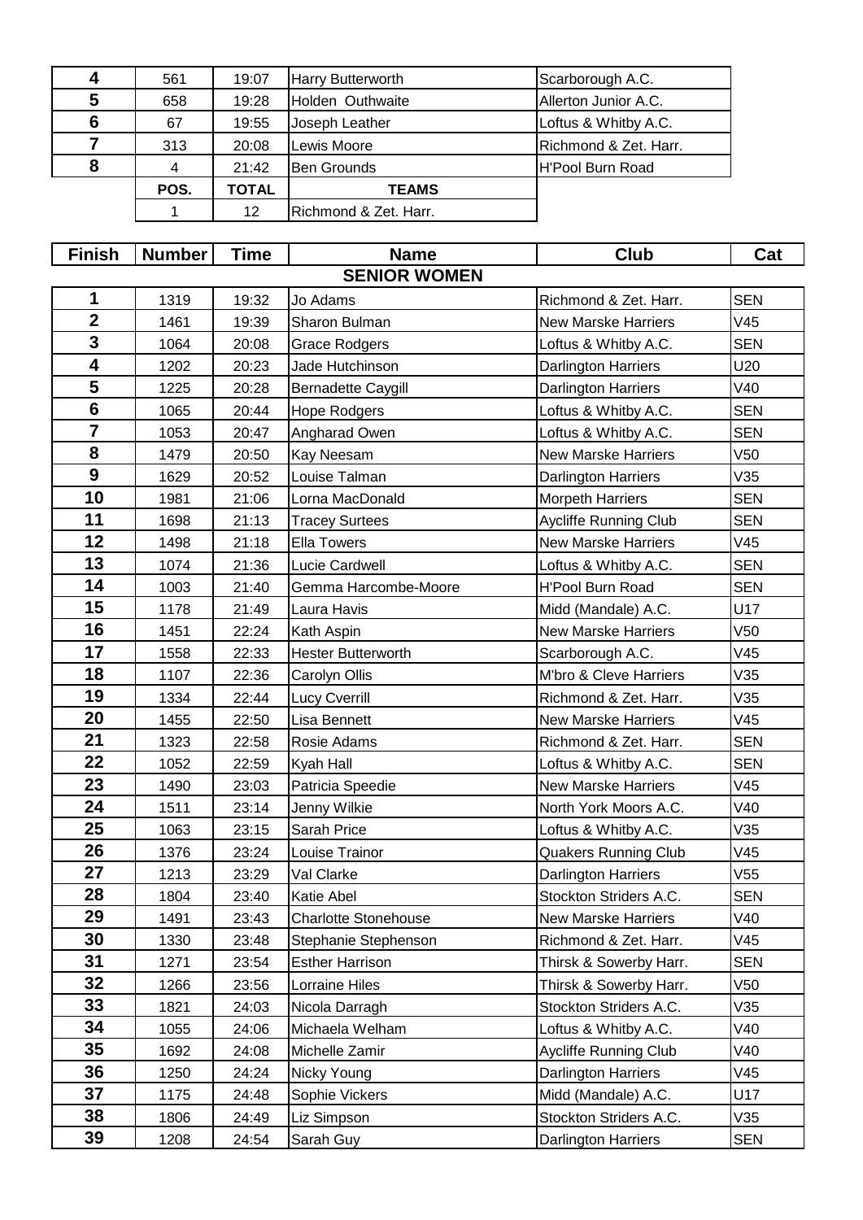| | | | | |
|---|---|---|---|---|
| 4 | 561 | 19:07 | Harry Butterworth | Scarborough A.C. |
| 5 | 658 | 19:28 | Holden Outhwaite | Allerton Junior A.C. |
| 6 | 67 | 19:55 | Joseph Leather | Loftus & Whitby A.C. |
| 7 | 313 | 20:08 | Lewis Moore | Richmond & Zet. Harr. |
| 8 | 4 | 21:42 | Ben Grounds | H'Pool Burn Road |

| POS. | TOTAL | TEAMS |
|---|---|---|
| 1 | 12 | Richmond & Zet. Harr. |

| Finish | Number | Time | Name | Club | Cat |
|---|---|---|---|---|---|
| | | | **SENIOR WOMEN** | | |
| 1 | 1319 | 19:32 | Jo Adams | Richmond & Zet. Harr. | SEN |
| 2 | 1461 | 19:39 | Sharon Bulman | New Marske Harriers | V45 |
| 3 | 1064 | 20:08 | Grace Rodgers | Loftus & Whitby A.C. | SEN |
| 4 | 1202 | 20:23 | Jade Hutchinson | Darlington Harriers | U20 |
| 5 | 1225 | 20:28 | Bernadette Caygill | Darlington Harriers | V40 |
| 6 | 1065 | 20:44 | Hope Rodgers | Loftus & Whitby A.C. | SEN |
| 7 | 1053 | 20:47 | Angharad Owen | Loftus & Whitby A.C. | SEN |
| 8 | 1479 | 20:50 | Kay Neesam | New Marske Harriers | V50 |
| 9 | 1629 | 20:52 | Louise Talman | Darlington Harriers | V35 |
| 10 | 1981 | 21:06 | Lorna MacDonald | Morpeth Harriers | SEN |
| 11 | 1698 | 21:13 | Tracey Surtees | Aycliffe Running Club | SEN |
| 12 | 1498 | 21:18 | Ella Towers | New Marske Harriers | V45 |
| 13 | 1074 | 21:36 | Lucie Cardwell | Loftus & Whitby A.C. | SEN |
| 14 | 1003 | 21:40 | Gemma Harcombe-Moore | H'Pool Burn Road | SEN |
| 15 | 1178 | 21:49 | Laura Havis | Midd (Mandale) A.C. | U17 |
| 16 | 1451 | 22:24 | Kath Aspin | New Marske Harriers | V50 |
| 17 | 1558 | 22:33 | Hester Butterworth | Scarborough A.C. | V45 |
| 18 | 1107 | 22:36 | Carolyn Ollis | M'bro & Cleve Harriers | V35 |
| 19 | 1334 | 22:44 | Lucy Cverrill | Richmond & Zet. Harr. | V35 |
| 20 | 1455 | 22:50 | Lisa Bennett | New Marske Harriers | V45 |
| 21 | 1323 | 22:58 | Rosie Adams | Richmond & Zet. Harr. | SEN |
| 22 | 1052 | 22:59 | Kyah Hall | Loftus & Whitby A.C. | SEN |
| 23 | 1490 | 23:03 | Patricia Speedie | New Marske Harriers | V45 |
| 24 | 1511 | 23:14 | Jenny Wilkie | North York Moors A.C. | V40 |
| 25 | 1063 | 23:15 | Sarah Price | Loftus & Whitby A.C. | V35 |
| 26 | 1376 | 23:24 | Louise Trainor | Quakers Running Club | V45 |
| 27 | 1213 | 23:29 | Val Clarke | Darlington Harriers | V55 |
| 28 | 1804 | 23:40 | Katie Abel | Stockton Striders A.C. | SEN |
| 29 | 1491 | 23:43 | Charlotte Stonehouse | New Marske Harriers | V40 |
| 30 | 1330 | 23:48 | Stephanie Stephenson | Richmond & Zet. Harr. | V45 |
| 31 | 1271 | 23:54 | Esther Harrison | Thirsk & Sowerby Harr. | SEN |
| 32 | 1266 | 23:56 | Lorraine Hiles | Thirsk & Sowerby Harr. | V50 |
| 33 | 1821 | 24:03 | Nicola Darragh | Stockton Striders A.C. | V35 |
| 34 | 1055 | 24:06 | Michaela Welham | Loftus & Whitby A.C. | V40 |
| 35 | 1692 | 24:08 | Michelle Zamir | Aycliffe Running Club | V40 |
| 36 | 1250 | 24:24 | Nicky Young | Darlington Harriers | V45 |
| 37 | 1175 | 24:48 | Sophie Vickers | Midd (Mandale) A.C. | U17 |
| 38 | 1806 | 24:49 | Liz Simpson | Stockton Striders A.C. | V35 |
| 39 | 1208 | 24:54 | Sarah Guy | Darlington Harriers | SEN |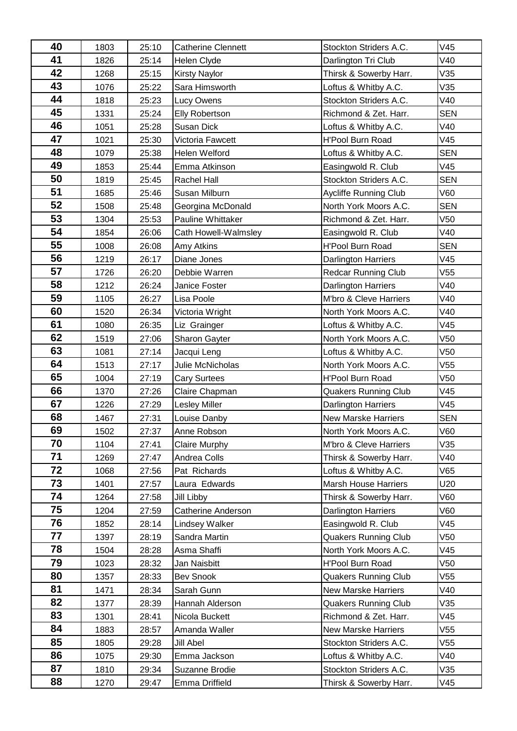| 40 | 1803 | 25:10 | Catherine Clennett | Stockton Striders A.C. | V45 |
|---|---|---|---|---|---|
| 41 | 1826 | 25:14 | Helen Clyde | Darlington Tri Club | V40 |
| 42 | 1268 | 25:15 | Kirsty Naylor | Thirsk & Sowerby Harr. | V35 |
| 43 | 1076 | 25:22 | Sara Himsworth | Loftus & Whitby A.C. | V35 |
| 44 | 1818 | 25:23 | Lucy Owens | Stockton Striders A.C. | V40 |
| 45 | 1331 | 25:24 | Elly Robertson | Richmond & Zet. Harr. | SEN |
| 46 | 1051 | 25:28 | Susan Dick | Loftus & Whitby A.C. | V40 |
| 47 | 1021 | 25:30 | Victoria Fawcett | H'Pool Burn Road | V45 |
| 48 | 1079 | 25:38 | Helen Welford | Loftus & Whitby A.C. | SEN |
| 49 | 1853 | 25:44 | Emma Atkinson | Easingwold R. Club | V45 |
| 50 | 1819 | 25:45 | Rachel Hall | Stockton Striders A.C. | SEN |
| 51 | 1685 | 25:46 | Susan Milburn | Aycliffe Running Club | V60 |
| 52 | 1508 | 25:48 | Georgina McDonald | North York Moors A.C. | SEN |
| 53 | 1304 | 25:53 | Pauline Whittaker | Richmond & Zet. Harr. | V50 |
| 54 | 1854 | 26:06 | Cath Howell-Walmsley | Easingwold R. Club | V40 |
| 55 | 1008 | 26:08 | Amy Atkins | H'Pool Burn Road | SEN |
| 56 | 1219 | 26:17 | Diane Jones | Darlington Harriers | V45 |
| 57 | 1726 | 26:20 | Debbie Warren | Redcar Running Club | V55 |
| 58 | 1212 | 26:24 | Janice Foster | Darlington Harriers | V40 |
| 59 | 1105 | 26:27 | Lisa Poole | M'bro & Cleve Harriers | V40 |
| 60 | 1520 | 26:34 | Victoria Wright | North York Moors A.C. | V40 |
| 61 | 1080 | 26:35 | Liz Grainger | Loftus & Whitby A.C. | V45 |
| 62 | 1519 | 27:06 | Sharon Gayter | North York Moors A.C. | V50 |
| 63 | 1081 | 27:14 | Jacqui Leng | Loftus & Whitby A.C. | V50 |
| 64 | 1513 | 27:17 | Julie McNicholas | North York Moors A.C. | V55 |
| 65 | 1004 | 27:19 | Cary Surtees | H'Pool Burn Road | V50 |
| 66 | 1370 | 27:26 | Claire Chapman | Quakers Running Club | V45 |
| 67 | 1226 | 27:29 | Lesley Miller | Darlington Harriers | V45 |
| 68 | 1467 | 27:31 | Louise Danby | New Marske Harriers | SEN |
| 69 | 1502 | 27:37 | Anne Robson | North York Moors A.C. | V60 |
| 70 | 1104 | 27:41 | Claire Murphy | M'bro & Cleve Harriers | V35 |
| 71 | 1269 | 27:47 | Andrea Colls | Thirsk & Sowerby Harr. | V40 |
| 72 | 1068 | 27:56 | Pat Richards | Loftus & Whitby A.C. | V65 |
| 73 | 1401 | 27:57 | Laura Edwards | Marsh House Harriers | U20 |
| 74 | 1264 | 27:58 | Jill Libby | Thirsk & Sowerby Harr. | V60 |
| 75 | 1204 | 27:59 | Catherine Anderson | Darlington Harriers | V60 |
| 76 | 1852 | 28:14 | Lindsey Walker | Easingwold R. Club | V45 |
| 77 | 1397 | 28:19 | Sandra Martin | Quakers Running Club | V50 |
| 78 | 1504 | 28:28 | Asma Shaffi | North York Moors A.C. | V45 |
| 79 | 1023 | 28:32 | Jan Naisbitt | H'Pool Burn Road | V50 |
| 80 | 1357 | 28:33 | Bev Snook | Quakers Running Club | V55 |
| 81 | 1471 | 28:34 | Sarah Gunn | New Marske Harriers | V40 |
| 82 | 1377 | 28:39 | Hannah Alderson | Quakers Running Club | V35 |
| 83 | 1301 | 28:41 | Nicola Buckett | Richmond & Zet. Harr. | V45 |
| 84 | 1883 | 28:57 | Amanda Waller | New Marske Harriers | V55 |
| 85 | 1805 | 29:28 | Jill Abel | Stockton Striders A.C. | V55 |
| 86 | 1075 | 29:30 | Emma Jackson | Loftus & Whitby A.C. | V40 |
| 87 | 1810 | 29:34 | Suzanne Brodie | Stockton Striders A.C. | V35 |
| 88 | 1270 | 29:47 | Emma Driffield | Thirsk & Sowerby Harr. | V45 |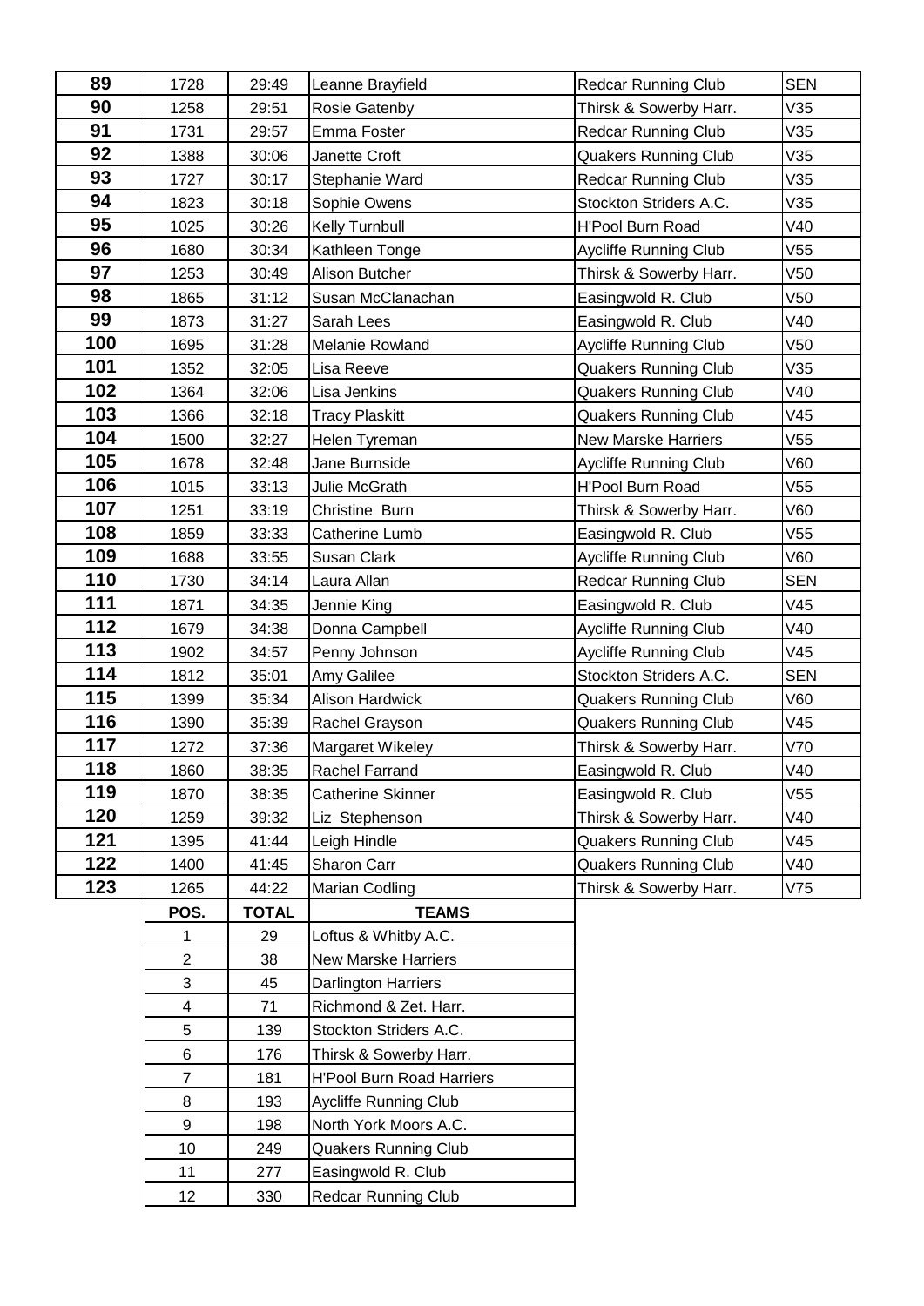| | | | | | |
|---|---|---|---|---|---|
| 89 | 1728 | 29:49 | Leanne Brayfield | Redcar Running Club | SEN |
| 90 | 1258 | 29:51 | Rosie Gatenby | Thirsk & Sowerby Harr. | V35 |
| 91 | 1731 | 29:57 | Emma Foster | Redcar Running Club | V35 |
| 92 | 1388 | 30:06 | Janette Croft | Quakers Running Club | V35 |
| 93 | 1727 | 30:17 | Stephanie Ward | Redcar Running Club | V35 |
| 94 | 1823 | 30:18 | Sophie Owens | Stockton Striders A.C. | V35 |
| 95 | 1025 | 30:26 | Kelly Turnbull | H'Pool Burn Road | V40 |
| 96 | 1680 | 30:34 | Kathleen Tonge | Aycliffe Running Club | V55 |
| 97 | 1253 | 30:49 | Alison Butcher | Thirsk & Sowerby Harr. | V50 |
| 98 | 1865 | 31:12 | Susan McClanachan | Easingwold R. Club | V50 |
| 99 | 1873 | 31:27 | Sarah Lees | Easingwold R. Club | V40 |
| 100 | 1695 | 31:28 | Melanie Rowland | Aycliffe Running Club | V50 |
| 101 | 1352 | 32:05 | Lisa Reeve | Quakers Running Club | V35 |
| 102 | 1364 | 32:06 | Lisa Jenkins | Quakers Running Club | V40 |
| 103 | 1366 | 32:18 | Tracy Plaskitt | Quakers Running Club | V45 |
| 104 | 1500 | 32:27 | Helen Tyreman | New Marske Harriers | V55 |
| 105 | 1678 | 32:48 | Jane Burnside | Aycliffe Running Club | V60 |
| 106 | 1015 | 33:13 | Julie McGrath | H'Pool Burn Road | V55 |
| 107 | 1251 | 33:19 | Christine Burn | Thirsk & Sowerby Harr. | V60 |
| 108 | 1859 | 33:33 | Catherine Lumb | Easingwold R. Club | V55 |
| 109 | 1688 | 33:55 | Susan Clark | Aycliffe Running Club | V60 |
| 110 | 1730 | 34:14 | Laura Allan | Redcar Running Club | SEN |
| 111 | 1871 | 34:35 | Jennie King | Easingwold R. Club | V45 |
| 112 | 1679 | 34:38 | Donna Campbell | Aycliffe Running Club | V40 |
| 113 | 1902 | 34:57 | Penny Johnson | Aycliffe Running Club | V45 |
| 114 | 1812 | 35:01 | Amy Galilee | Stockton Striders A.C. | SEN |
| 115 | 1399 | 35:34 | Alison Hardwick | Quakers Running Club | V60 |
| 116 | 1390 | 35:39 | Rachel Grayson | Quakers Running Club | V45 |
| 117 | 1272 | 37:36 | Margaret Wikeley | Thirsk & Sowerby Harr. | V70 |
| 118 | 1860 | 38:35 | Rachel Farrand | Easingwold R. Club | V40 |
| 119 | 1870 | 38:35 | Catherine Skinner | Easingwold R. Club | V55 |
| 120 | 1259 | 39:32 | Liz Stephenson | Thirsk & Sowerby Harr. | V40 |
| 121 | 1395 | 41:44 | Leigh Hindle | Quakers Running Club | V45 |
| 122 | 1400 | 41:45 | Sharon Carr | Quakers Running Club | V40 |
| 123 | 1265 | 44:22 | Marian Codling | Thirsk & Sowerby Harr. | V75 |

| POS. | TOTAL | TEAMS |
|---|---|---|
| 1 | 29 | Loftus & Whitby A.C. |
| 2 | 38 | New Marske Harriers |
| 3 | 45 | Darlington Harriers |
| 4 | 71 | Richmond & Zet. Harr. |
| 5 | 139 | Stockton Striders A.C. |
| 6 | 176 | Thirsk & Sowerby Harr. |
| 7 | 181 | H'Pool Burn Road Harriers |
| 8 | 193 | Aycliffe Running Club |
| 9 | 198 | North York Moors A.C. |
| 10 | 249 | Quakers Running Club |
| 11 | 277 | Easingwold R. Club |
| 12 | 330 | Redcar Running Club |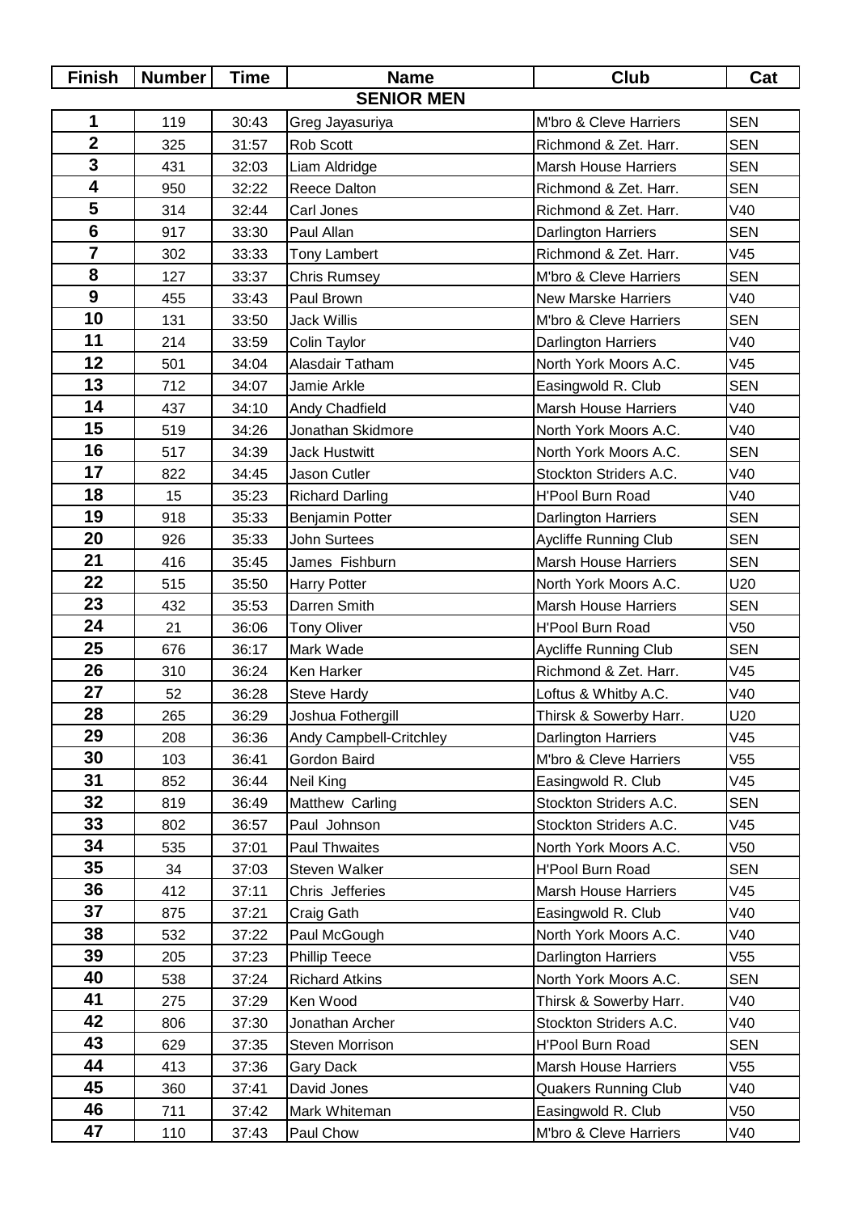| Finish | Number | Time | Name | Club | Cat |
|---|---|---|---|---|---|
| **SENIOR MEN** | | | | | |
| 1 | 119 | 30:43 | Greg Jayasuriya | M'bro & Cleve Harriers | SEN |
| 2 | 325 | 31:57 | Rob Scott | Richmond & Zet. Harr. | SEN |
| 3 | 431 | 32:03 | Liam Aldridge | Marsh House Harriers | SEN |
| 4 | 950 | 32:22 | Reece Dalton | Richmond & Zet. Harr. | SEN |
| 5 | 314 | 32:44 | Carl Jones | Richmond & Zet. Harr. | V40 |
| 6 | 917 | 33:30 | Paul Allan | Darlington Harriers | SEN |
| 7 | 302 | 33:33 | Tony Lambert | Richmond & Zet. Harr. | V45 |
| 8 | 127 | 33:37 | Chris Rumsey | M'bro & Cleve Harriers | SEN |
| 9 | 455 | 33:43 | Paul Brown | New Marske Harriers | V40 |
| 10 | 131 | 33:50 | Jack Willis | M'bro & Cleve Harriers | SEN |
| 11 | 214 | 33:59 | Colin Taylor | Darlington Harriers | V40 |
| 12 | 501 | 34:04 | Alasdair Tatham | North York Moors A.C. | V45 |
| 13 | 712 | 34:07 | Jamie Arkle | Easingwold R. Club | SEN |
| 14 | 437 | 34:10 | Andy Chadfield | Marsh House Harriers | V40 |
| 15 | 519 | 34:26 | Jonathan Skidmore | North York Moors A.C. | V40 |
| 16 | 517 | 34:39 | Jack Hustwitt | North York Moors A.C. | SEN |
| 17 | 822 | 34:45 | Jason Cutler | Stockton Striders A.C. | V40 |
| 18 | 15 | 35:23 | Richard Darling | H'Pool Burn Road | V40 |
| 19 | 918 | 35:33 | Benjamin Potter | Darlington Harriers | SEN |
| 20 | 926 | 35:33 | John Surtees | Aycliffe Running Club | SEN |
| 21 | 416 | 35:45 | James Fishburn | Marsh House Harriers | SEN |
| 22 | 515 | 35:50 | Harry Potter | North York Moors A.C. | U20 |
| 23 | 432 | 35:53 | Darren Smith | Marsh House Harriers | SEN |
| 24 | 21 | 36:06 | Tony Oliver | H'Pool Burn Road | V50 |
| 25 | 676 | 36:17 | Mark Wade | Aycliffe Running Club | SEN |
| 26 | 310 | 36:24 | Ken Harker | Richmond & Zet. Harr. | V45 |
| 27 | 52 | 36:28 | Steve Hardy | Loftus & Whitby A.C. | V40 |
| 28 | 265 | 36:29 | Joshua Fothergill | Thirsk & Sowerby Harr. | U20 |
| 29 | 208 | 36:36 | Andy Campbell-Critchley | Darlington Harriers | V45 |
| 30 | 103 | 36:41 | Gordon Baird | M'bro & Cleve Harriers | V55 |
| 31 | 852 | 36:44 | Neil King | Easingwold R. Club | V45 |
| 32 | 819 | 36:49 | Matthew Carling | Stockton Striders A.C. | SEN |
| 33 | 802 | 36:57 | Paul Johnson | Stockton Striders A.C. | V45 |
| 34 | 535 | 37:01 | Paul Thwaites | North York Moors A.C. | V50 |
| 35 | 34 | 37:03 | Steven Walker | H'Pool Burn Road | SEN |
| 36 | 412 | 37:11 | Chris Jefferies | Marsh House Harriers | V45 |
| 37 | 875 | 37:21 | Craig Gath | Easingwold R. Club | V40 |
| 38 | 532 | 37:22 | Paul McGough | North York Moors A.C. | V40 |
| 39 | 205 | 37:23 | Phillip Teece | Darlington Harriers | V55 |
| 40 | 538 | 37:24 | Richard Atkins | North York Moors A.C. | SEN |
| 41 | 275 | 37:29 | Ken Wood | Thirsk & Sowerby Harr. | V40 |
| 42 | 806 | 37:30 | Jonathan Archer | Stockton Striders A.C. | V40 |
| 43 | 629 | 37:35 | Steven Morrison | H'Pool Burn Road | SEN |
| 44 | 413 | 37:36 | Gary Dack | Marsh House Harriers | V55 |
| 45 | 360 | 37:41 | David Jones | Quakers Running Club | V40 |
| 46 | 711 | 37:42 | Mark Whiteman | Easingwold R. Club | V50 |
| 47 | 110 | 37:43 | Paul Chow | M'bro & Cleve Harriers | V40 |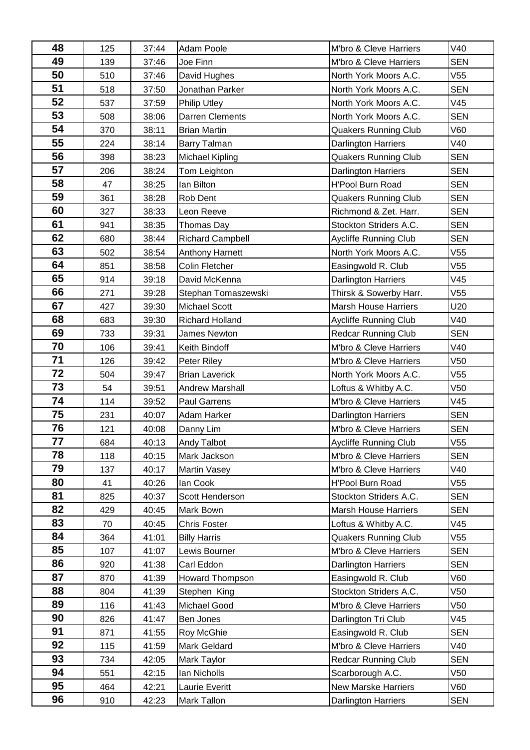| | | | | | |
|---|---|---|---|---|---|
| 48 | 125 | 37:44 | Adam Poole | M'bro & Cleve Harriers | V40 |
| 49 | 139 | 37:46 | Joe Finn | M'bro & Cleve Harriers | SEN |
| 50 | 510 | 37:46 | David Hughes | North York Moors A.C. | V55 |
| 51 | 518 | 37:50 | Jonathan Parker | North York Moors A.C. | SEN |
| 52 | 537 | 37:59 | Philip Utley | North York Moors A.C. | V45 |
| 53 | 508 | 38:06 | Darren Clements | North York Moors A.C. | SEN |
| 54 | 370 | 38:11 | Brian Martin | Quakers Running Club | V60 |
| 55 | 224 | 38:14 | Barry Talman | Darlington Harriers | V40 |
| 56 | 398 | 38:23 | Michael Kipling | Quakers Running Club | SEN |
| 57 | 206 | 38:24 | Tom Leighton | Darlington Harriers | SEN |
| 58 | 47 | 38:25 | Ian Bilton | H'Pool Burn Road | SEN |
| 59 | 361 | 38:28 | Rob Dent | Quakers Running Club | SEN |
| 60 | 327 | 38:33 | Leon Reeve | Richmond & Zet. Harr. | SEN |
| 61 | 941 | 38:35 | Thomas Day | Stockton Striders A.C. | SEN |
| 62 | 680 | 38:44 | Richard Campbell | Aycliffe Running Club | SEN |
| 63 | 502 | 38:54 | Anthony Harnett | North York Moors A.C. | V55 |
| 64 | 851 | 38:58 | Colin Fletcher | Easingwold R. Club | V55 |
| 65 | 914 | 39:18 | David McKenna | Darlington Harriers | V45 |
| 66 | 271 | 39:28 | Stephan Tomaszewski | Thirsk & Sowerby Harr. | V55 |
| 67 | 427 | 39:30 | Michael Scott | Marsh House Harriers | U20 |
| 68 | 683 | 39:30 | Richard Holland | Aycliffe Running Club | V40 |
| 69 | 733 | 39:31 | James Newton | Redcar Running Club | SEN |
| 70 | 106 | 39:41 | Keith Bindoff | M'bro & Cleve Harriers | V40 |
| 71 | 126 | 39:42 | Peter Riley | M'bro & Cleve Harriers | V50 |
| 72 | 504 | 39:47 | Brian Laverick | North York Moors A.C. | V55 |
| 73 | 54 | 39:51 | Andrew Marshall | Loftus & Whitby A.C. | V50 |
| 74 | 114 | 39:52 | Paul Garrens | M'bro & Cleve Harriers | V45 |
| 75 | 231 | 40:07 | Adam Harker | Darlington Harriers | SEN |
| 76 | 121 | 40:08 | Danny Lim | M'bro & Cleve Harriers | SEN |
| 77 | 684 | 40:13 | Andy Talbot | Aycliffe Running Club | V55 |
| 78 | 118 | 40:15 | Mark Jackson | M'bro & Cleve Harriers | SEN |
| 79 | 137 | 40:17 | Martin Vasey | M'bro & Cleve Harriers | V40 |
| 80 | 41 | 40:26 | Ian Cook | H'Pool Burn Road | V55 |
| 81 | 825 | 40:37 | Scott Henderson | Stockton Striders A.C. | SEN |
| 82 | 429 | 40:45 | Mark Bown | Marsh House Harriers | SEN |
| 83 | 70 | 40:45 | Chris Foster | Loftus & Whitby A.C. | V45 |
| 84 | 364 | 41:01 | Billy Harris | Quakers Running Club | V55 |
| 85 | 107 | 41:07 | Lewis Bourner | M'bro & Cleve Harriers | SEN |
| 86 | 920 | 41:38 | Carl Eddon | Darlington Harriers | SEN |
| 87 | 870 | 41:39 | Howard Thompson | Easingwold R. Club | V60 |
| 88 | 804 | 41:39 | Stephen King | Stockton Striders A.C. | V50 |
| 89 | 116 | 41:43 | Michael Good | M'bro & Cleve Harriers | V50 |
| 90 | 826 | 41:47 | Ben Jones | Darlington Tri Club | V45 |
| 91 | 871 | 41:55 | Roy McGhie | Easingwold R. Club | SEN |
| 92 | 115 | 41:59 | Mark Geldard | M'bro & Cleve Harriers | V40 |
| 93 | 734 | 42:05 | Mark Taylor | Redcar Running Club | SEN |
| 94 | 551 | 42:15 | Ian Nicholls | Scarborough A.C. | V50 |
| 95 | 464 | 42:21 | Laurie Everitt | New Marske Harriers | V60 |
| 96 | 910 | 42:23 | Mark Tallon | Darlington Harriers | SEN |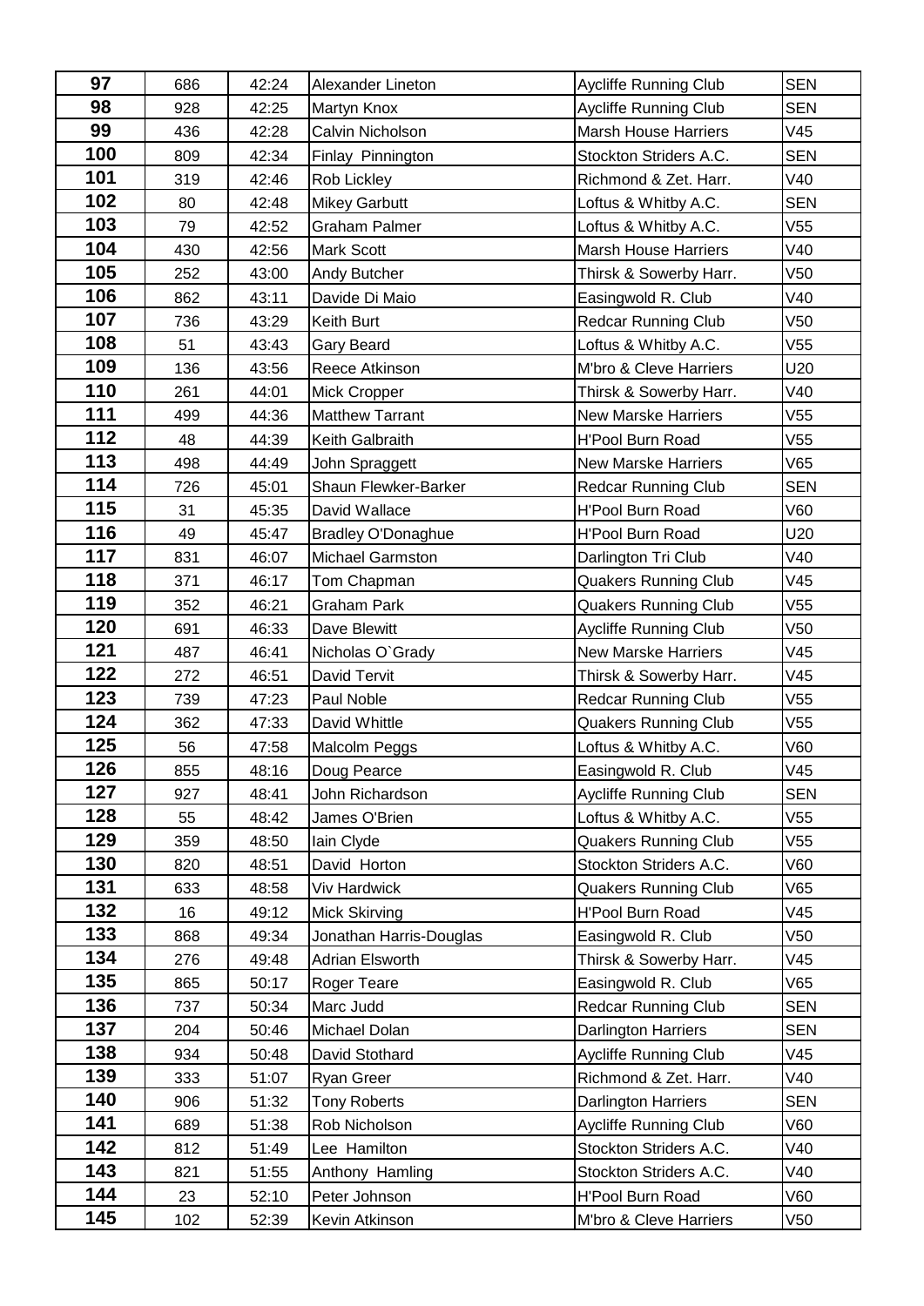| | | | | | |
|---|---|---|---|---|---|
| **97** | 686 | 42:24 | Alexander Lineton | Aycliffe Running Club | SEN |
| **98** | 928 | 42:25 | Martyn Knox | Aycliffe Running Club | SEN |
| **99** | 436 | 42:28 | Calvin Nicholson | Marsh House Harriers | V45 |
| **100** | 809 | 42:34 | Finlay Pinnington | Stockton Striders A.C. | SEN |
| **101** | 319 | 42:46 | Rob Lickley | Richmond & Zet. Harr. | V40 |
| **102** | 80 | 42:48 | Mikey Garbutt | Loftus & Whitby A.C. | SEN |
| **103** | 79 | 42:52 | Graham Palmer | Loftus & Whitby A.C. | V55 |
| **104** | 430 | 42:56 | Mark Scott | Marsh House Harriers | V40 |
| **105** | 252 | 43:00 | Andy Butcher | Thirsk & Sowerby Harr. | V50 |
| **106** | 862 | 43:11 | Davide Di Maio | Easingwold R. Club | V40 |
| **107** | 736 | 43:29 | Keith Burt | Redcar Running Club | V50 |
| **108** | 51 | 43:43 | Gary Beard | Loftus & Whitby A.C. | V55 |
| **109** | 136 | 43:56 | Reece Atkinson | M'bro & Cleve Harriers | U20 |
| **110** | 261 | 44:01 | Mick Cropper | Thirsk & Sowerby Harr. | V40 |
| **111** | 499 | 44:36 | Matthew Tarrant | New Marske Harriers | V55 |
| **112** | 48 | 44:39 | Keith Galbraith | H'Pool Burn Road | V55 |
| **113** | 498 | 44:49 | John Spraggett | New Marske Harriers | V65 |
| **114** | 726 | 45:01 | Shaun Flewker-Barker | Redcar Running Club | SEN |
| **115** | 31 | 45:35 | David Wallace | H'Pool Burn Road | V60 |
| **116** | 49 | 45:47 | Bradley O'Donaghue | H'Pool Burn Road | U20 |
| **117** | 831 | 46:07 | Michael Garmston | Darlington Tri Club | V40 |
| **118** | 371 | 46:17 | Tom Chapman | Quakers Running Club | V45 |
| **119** | 352 | 46:21 | Graham Park | Quakers Running Club | V55 |
| **120** | 691 | 46:33 | Dave Blewitt | Aycliffe Running Club | V50 |
| **121** | 487 | 46:41 | Nicholas O`Grady | New Marske Harriers | V45 |
| **122** | 272 | 46:51 | David Tervit | Thirsk & Sowerby Harr. | V45 |
| **123** | 739 | 47:23 | Paul Noble | Redcar Running Club | V55 |
| **124** | 362 | 47:33 | David Whittle | Quakers Running Club | V55 |
| **125** | 56 | 47:58 | Malcolm Peggs | Loftus & Whitby A.C. | V60 |
| **126** | 855 | 48:16 | Doug Pearce | Easingwold R. Club | V45 |
| **127** | 927 | 48:41 | John Richardson | Aycliffe Running Club | SEN |
| **128** | 55 | 48:42 | James O'Brien | Loftus & Whitby A.C. | V55 |
| **129** | 359 | 48:50 | Iain Clyde | Quakers Running Club | V55 |
| **130** | 820 | 48:51 | David Horton | Stockton Striders A.C. | V60 |
| **131** | 633 | 48:58 | Viv Hardwick | Quakers Running Club | V65 |
| **132** | 16 | 49:12 | Mick Skirving | H'Pool Burn Road | V45 |
| **133** | 868 | 49:34 | Jonathan Harris-Douglas | Easingwold R. Club | V50 |
| **134** | 276 | 49:48 | Adrian Elsworth | Thirsk & Sowerby Harr. | V45 |
| **135** | 865 | 50:17 | Roger Teare | Easingwold R. Club | V65 |
| **136** | 737 | 50:34 | Marc Judd | Redcar Running Club | SEN |
| **137** | 204 | 50:46 | Michael Dolan | Darlington Harriers | SEN |
| **138** | 934 | 50:48 | David Stothard | Aycliffe Running Club | V45 |
| **139** | 333 | 51:07 | Ryan Greer | Richmond & Zet. Harr. | V40 |
| **140** | 906 | 51:32 | Tony Roberts | Darlington Harriers | SEN |
| **141** | 689 | 51:38 | Rob Nicholson | Aycliffe Running Club | V60 |
| **142** | 812 | 51:49 | Lee Hamilton | Stockton Striders A.C. | V40 |
| **143** | 821 | 51:55 | Anthony Hamling | Stockton Striders A.C. | V40 |
| **144** | 23 | 52:10 | Peter Johnson | H'Pool Burn Road | V60 |
| **145** | 102 | 52:39 | Kevin Atkinson | M'bro & Cleve Harriers | V50 |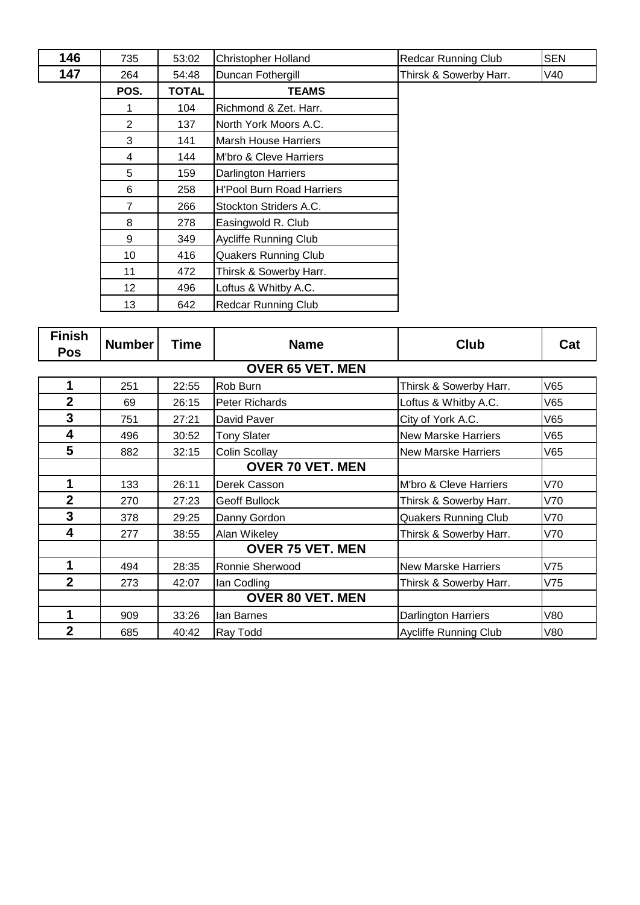| | | | | | |
|---|---|---|---|---|---|
| **146** | 735 | 53:02 | Christopher Holland | Redcar Running Club | SEN |
| **147** | 264 | 54:48 | Duncan Fothergill | Thirsk & Sowerby Harr. | V40 |

| POS. | TOTAL | TEAMS |
|---|---|---|
| 1 | 104 | Richmond & Zet. Harr. |
| 2 | 137 | North York Moors A.C. |
| 3 | 141 | Marsh House Harriers |
| 4 | 144 | M'bro & Cleve Harriers |
| 5 | 159 | Darlington Harriers |
| 6 | 258 | H'Pool Burn Road Harriers |
| 7 | 266 | Stockton Striders A.C. |
| 8 | 278 | Easingwold R. Club |
| 9 | 349 | Aycliffe Running Club |
| 10 | 416 | Quakers Running Club |
| 11 | 472 | Thirsk & Sowerby Harr. |
| 12 | 496 | Loftus & Whitby A.C. |
| 13 | 642 | Redcar Running Club |

| Finish Pos | Number | Time | Name | Club | Cat |
|---|---|---|---|---|---|
| | | | **OVER 65 VET. MEN** | | |
| **1** | 251 | 22:55 | Rob Burn | Thirsk & Sowerby Harr. | V65 |
| **2** | 69 | 26:15 | Peter Richards | Loftus & Whitby A.C. | V65 |
| **3** | 751 | 27:21 | David Paver | City of York A.C. | V65 |
| **4** | 496 | 30:52 | Tony Slater | New Marske Harriers | V65 |
| **5** | 882 | 32:15 | Colin Scollay | New Marske Harriers | V65 |
| | | | **OVER 70 VET. MEN** | | |
| **1** | 133 | 26:11 | Derek Casson | M'bro & Cleve Harriers | V70 |
| **2** | 270 | 27:23 | Geoff Bullock | Thirsk & Sowerby Harr. | V70 |
| **3** | 378 | 29:25 | Danny Gordon | Quakers Running Club | V70 |
| **4** | 277 | 38:55 | Alan Wikeley | Thirsk & Sowerby Harr. | V70 |
| | | | **OVER 75 VET. MEN** | | |
| **1** | 494 | 28:35 | Ronnie Sherwood | New Marske Harriers | V75 |
| **2** | 273 | 42:07 | Ian Codling | Thirsk & Sowerby Harr. | V75 |
| | | | **OVER 80 VET. MEN** | | |
| **1** | 909 | 33:26 | Ian Barnes | Darlington Harriers | V80 |
| **2** | 685 | 40:42 | Ray Todd | Aycliffe Running Club | V80 |